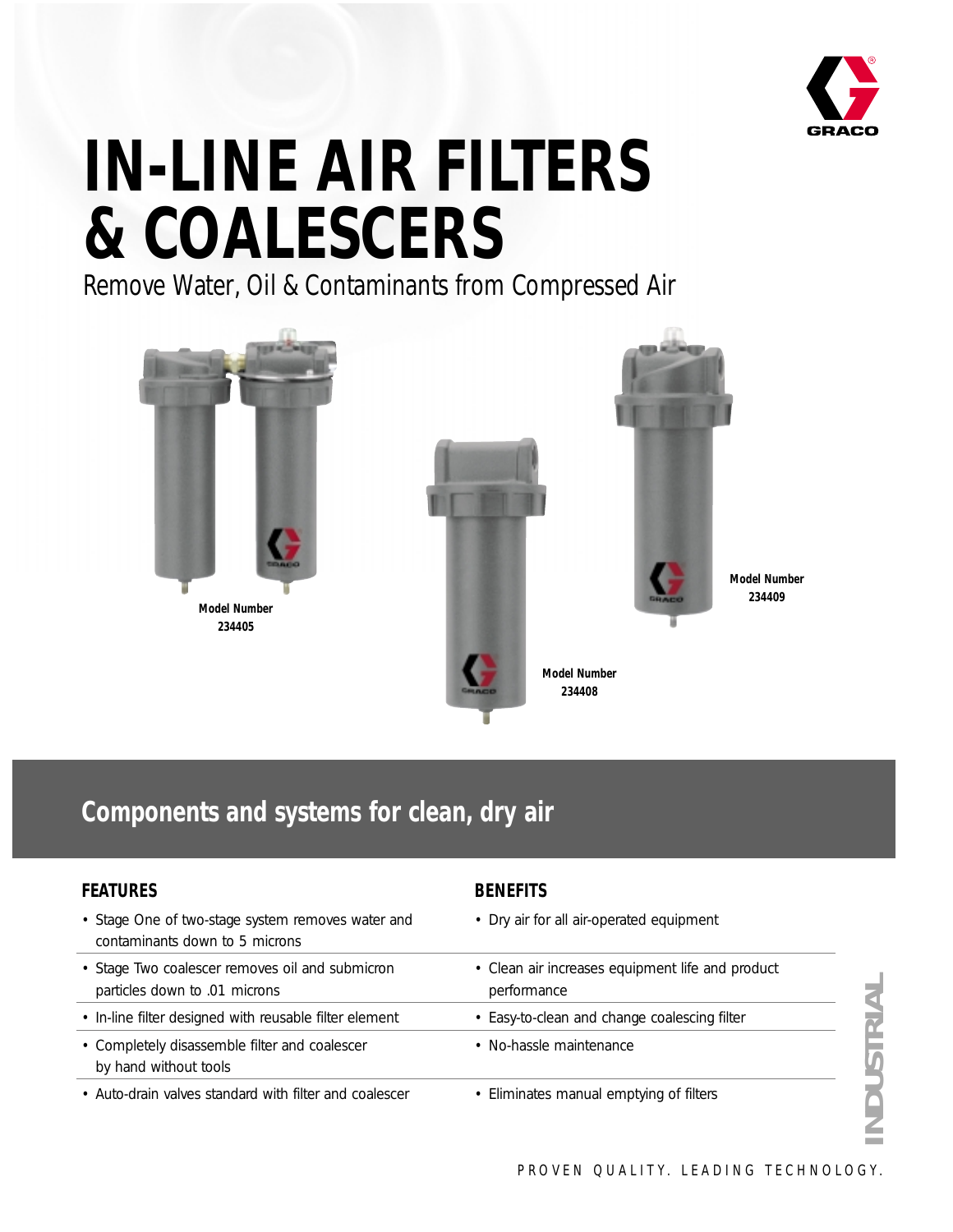# IN-LINE AIR FILTERS & COALESCERS

Remove Water, Oil & Contaminants from Compressed Air

**Model Number 234405**

**Model Number 234408**

**Model Number 234409**

## Components and systems for clean, dry air

| FEATURES | BENEFITS |
|---|---|
| • Stage One of two-stage system removes water and contaminants down to 5 microns | • Dry air for all air-operated equipment |
| • Stage Two coalescer removes oil and submicron particles down to .01 microns | • Clean air increases equipment life and product performance |
| • In-line filter designed with reusable filter element | • Easy-to-clean and change coalescing filter |
| • Completely disassemble filter and coalescer by hand without tools | • No-hassle maintenance |
| • Auto-drain valves standard with filter and coalescer | • Eliminates manual emptying of filters |

INDUSTRIAL

PROVEN QUALITY. LEADING TECHNOLOGY.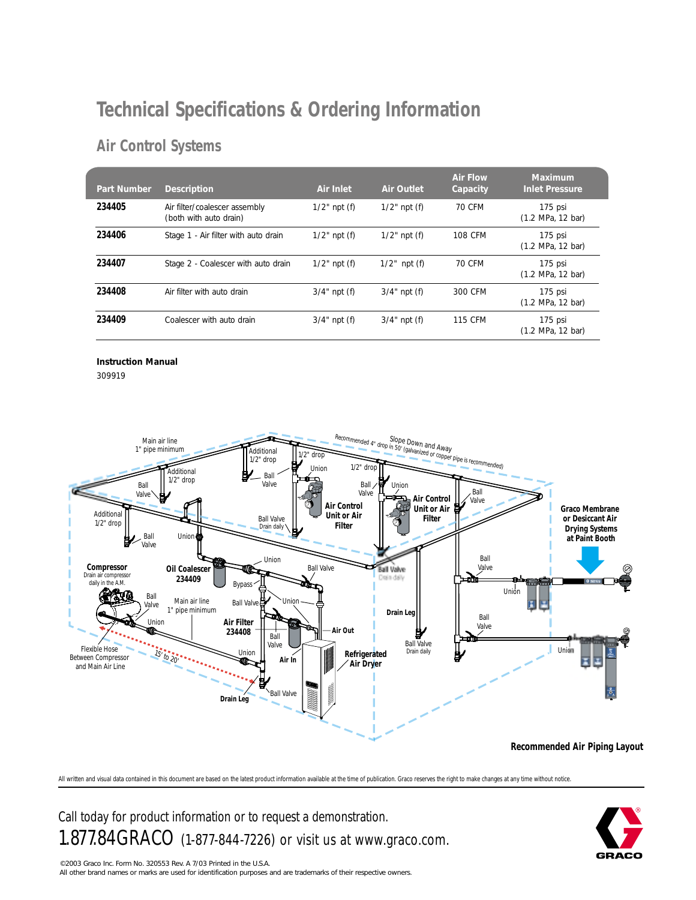# Technical Specifications & Ordering Information

## Air Control Systems

| Part Number | Description | Air Inlet | Air Outlet | Air Flow Capacity | Maximum Inlet Pressure |
|---|---|---|---|---|---|
| **234405** | Air filter/coalescer assembly (both with auto drain) | 1/2" npt (f) | 1/2" npt (f) | 70 CFM | 175 psi (1.2 MPa, 12 bar) |
| **234406** | Stage 1 - Air filter with auto drain | 1/2" npt (f) | 1/2" npt (f) | 108 CFM | 175 psi (1.2 MPa, 12 bar) |
| **234407** | Stage 2 - Coalescer with auto drain | 1/2" npt (f) | 1/2" npt (f) | 70 CFM | 175 psi (1.2 MPa, 12 bar) |
| **234408** | Air filter with auto drain | 3/4" npt (f) | 3/4" npt (f) | 300 CFM | 175 psi (1.2 MPa, 12 bar) |
| **234409** | Coalescer with auto drain | 3/4" npt (f) | 3/4" npt (f) | 115 CFM | 175 psi (1.2 MPa, 12 bar) |

**Instruction Manual**
309919

Main air line
1" pipe minimum
Additional
1/2" drop
Additional
1/2" drop
Recommended 4" drop in 50' Slope Down and Away (galvanized or copper pipe is recommended)
1/2" drop
1/2" drop
Union
Ball Valve
Union
Ball Valve
Air Control Unit or Air Filter
Air Control Unit or Air Filter
Ball Valve
Additional
1/2" drop
Ball Valve
Ball Valve Drain daily
Graco Membrane or Desiccant Air Drying Systems at Paint Booth
Union
Ball Valve Drain daily
Compressor
Drain air compressor daily in the A.M.
Oil Coalescer
234409
Union
Ball Valve
Ball Valve
Union
Bypass
Ball Valve
Union
Main air line
1" pipe minimum
Union
Air Filter
234408
Drain Leg
Ball Valve
Union
Air Out
Ball Valve
Ball Valve
Drain daily
Ball Valve
Union
Flexible Hose Between Compressor and Main Air Line
15' to 20'
Union
Air In
Refrigerated Air Dryer
Drain Leg
Ball Valve

**Recommended Air Piping Layout**

All written and visual data contained in this document are based on the latest product information available at the time of publication. Graco reserves the right to make changes at any time without notice.

Call today for product information or to request a demonstration.
1.877.84GRACO (1-877-844-7226) or visit us at www.graco.com.

©2003 Graco Inc. Form No. 320553 Rev. A 7/03 Printed in the U.S.A.
All other brand names or marks are used for identification purposes and are trademarks of their respective owners.

GRACO